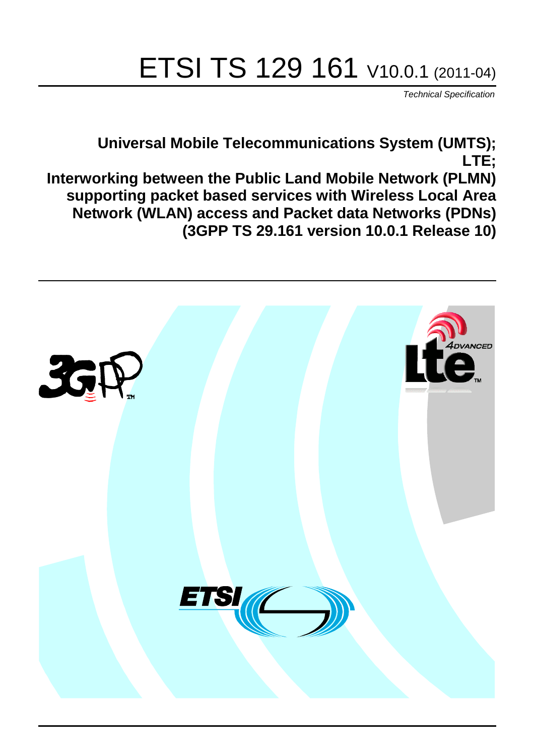# ETSI TS 129 161 V10.0.1 (2011-04)

*Technical Specification*

**Universal Mobile Telecommunications System (UMTS); LTE; Interworking between the Public Land Mobile Network (PLMN) supporting packet based services with Wireless Local Area Network (WLAN) access and Packet data Networks (PDNs) (3GPP TS 29.161 version 10.0.1 Release 10)**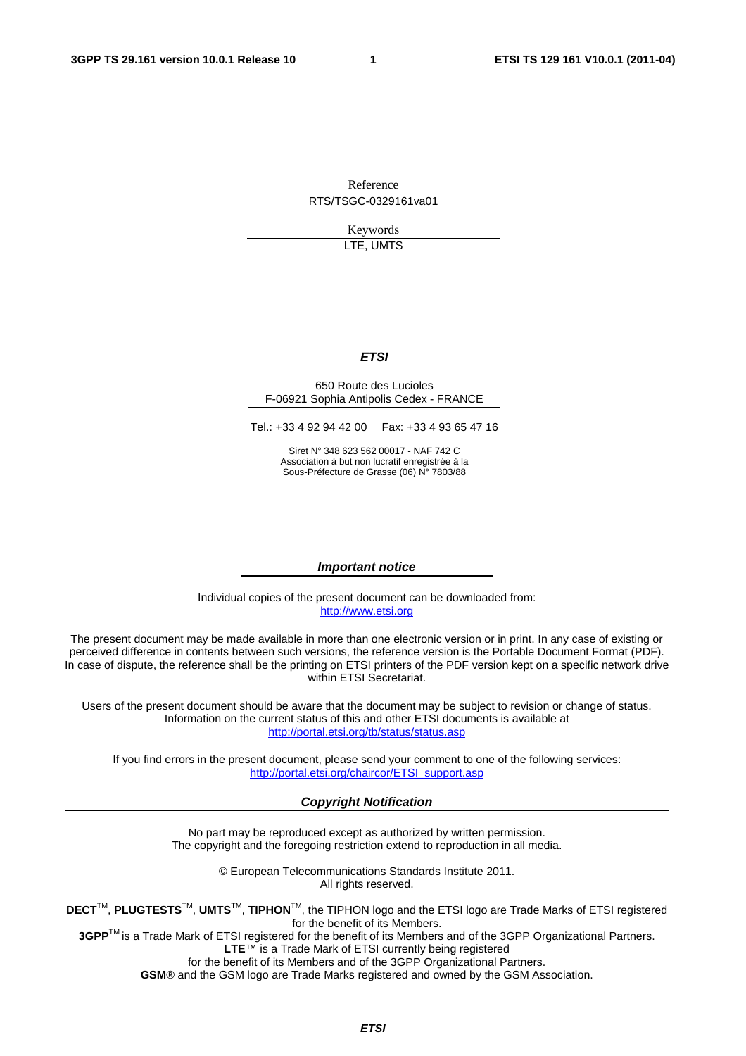Reference

RTS/TSGC-0329161va01

Keywords

LTE, UMTS

***ETSI***

650 Route des Lucioles
F-06921 Sophia Antipolis Cedex - FRANCE

Tel.: +33 4 92 94 42 00 Fax: +33 4 93 65 47 16

Siret N° 348 623 562 00017 - NAF 742 C
Association à but non lucratif enregistrée à la
Sous-Préfecture de Grasse (06) N° 7803/88

***Important notice***

Individual copies of the present document can be downloaded from:
http://www.etsi.org

The present document may be made available in more than one electronic version or in print. In any case of existing or perceived difference in contents between such versions, the reference version is the Portable Document Format (PDF). In case of dispute, the reference shall be the printing on ETSI printers of the PDF version kept on a specific network drive within ETSI Secretariat.

Users of the present document should be aware that the document may be subject to revision or change of status. Information on the current status of this and other ETSI documents is available at
http://portal.etsi.org/tb/status/status.asp

If you find errors in the present document, please send your comment to one of the following services:
http://portal.etsi.org/chaircor/ETSI_support.asp

***Copyright Notification***

No part may be reproduced except as authorized by written permission.
The copyright and the foregoing restriction extend to reproduction in all media.

© European Telecommunications Standards Institute 2011.
All rights reserved.

**DECT**™, **PLUGTESTS**™, **UMTS**™, **TIPHON**™, the TIPHON logo and the ETSI logo are Trade Marks of ETSI registered for the benefit of its Members.
**3GPP**™ is a Trade Mark of ETSI registered for the benefit of its Members and of the 3GPP Organizational Partners.
**LTE**™ is a Trade Mark of ETSI currently being registered
for the benefit of its Members and of the 3GPP Organizational Partners.
**GSM**® and the GSM logo are Trade Marks registered and owned by the GSM Association.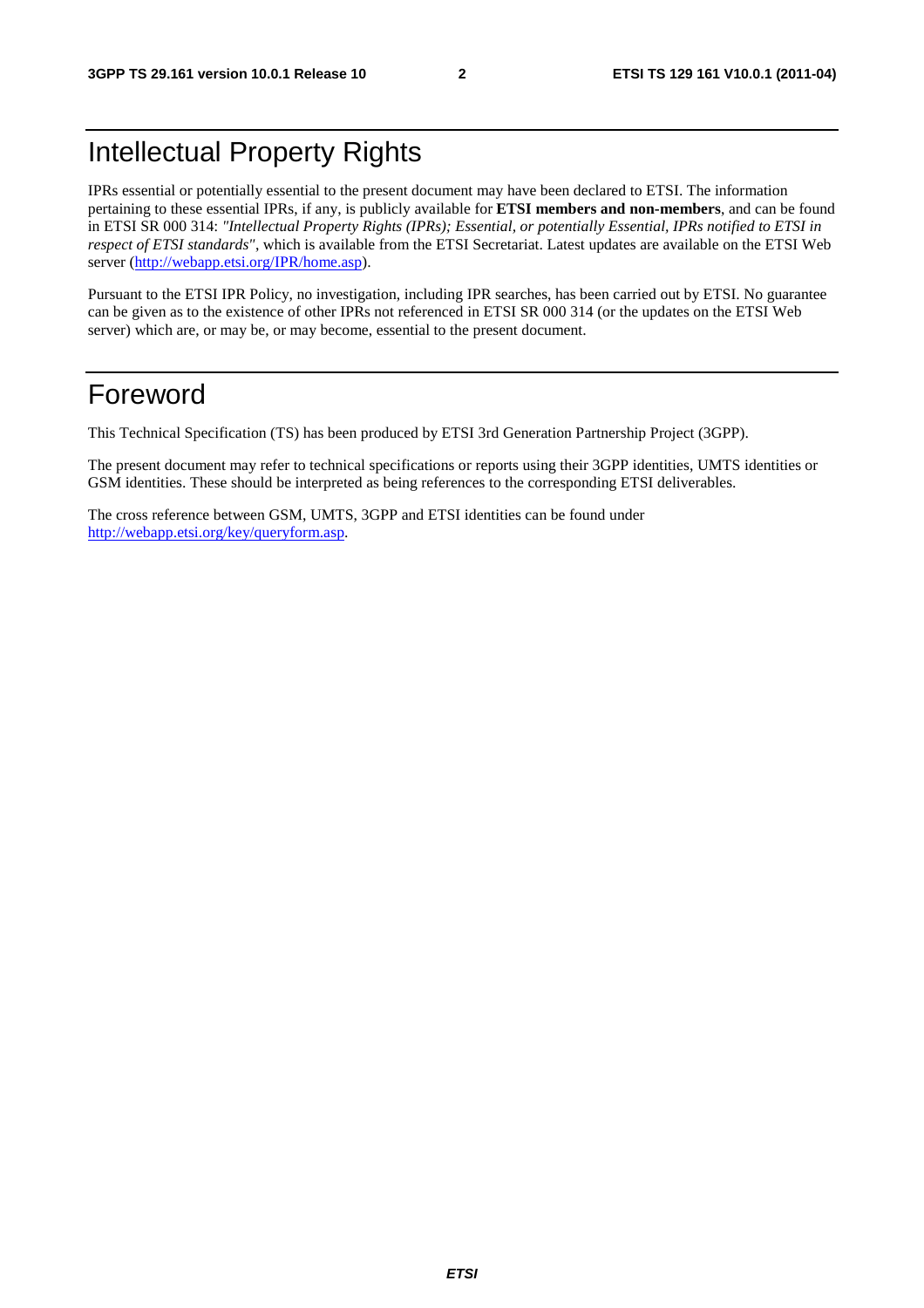# Intellectual Property Rights

IPRs essential or potentially essential to the present document may have been declared to ETSI. The information pertaining to these essential IPRs, if any, is publicly available for **ETSI members and non-members**, and can be found in ETSI SR 000 314: *"Intellectual Property Rights (IPRs); Essential, or potentially Essential, IPRs notified to ETSI in respect of ETSI standards"*, which is available from the ETSI Secretariat. Latest updates are available on the ETSI Web server (http://webapp.etsi.org/IPR/home.asp).

Pursuant to the ETSI IPR Policy, no investigation, including IPR searches, has been carried out by ETSI. No guarantee can be given as to the existence of other IPRs not referenced in ETSI SR 000 314 (or the updates on the ETSI Web server) which are, or may be, or may become, essential to the present document.

# Foreword

This Technical Specification (TS) has been produced by ETSI 3rd Generation Partnership Project (3GPP).

The present document may refer to technical specifications or reports using their 3GPP identities, UMTS identities or GSM identities. These should be interpreted as being references to the corresponding ETSI deliverables.

The cross reference between GSM, UMTS, 3GPP and ETSI identities can be found under http://webapp.etsi.org/key/queryform.asp.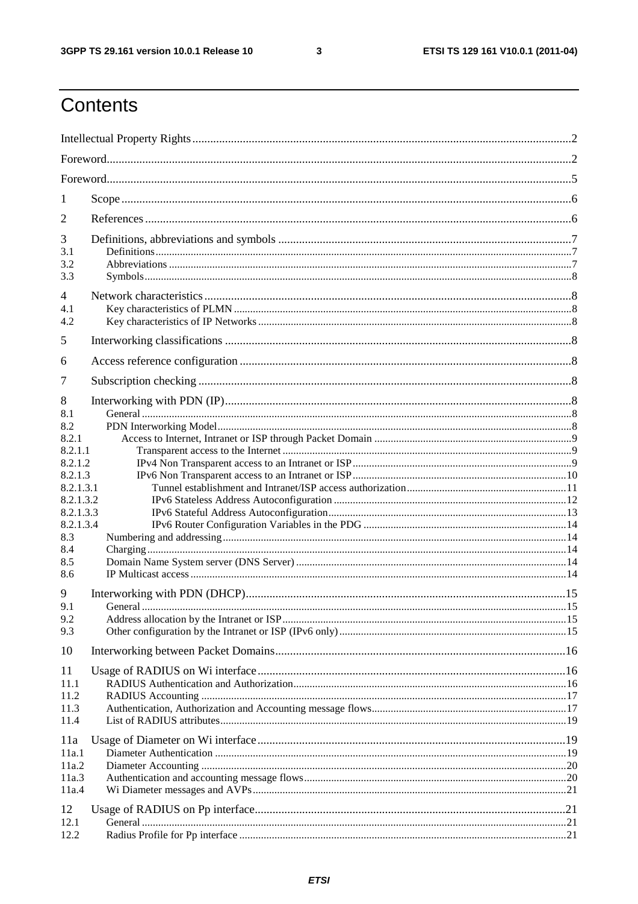# Contents

Intellectual Property Rights ..... 2
Foreword ..... 2
Foreword ..... 5
1 Scope ..... 6
2 References ..... 6
3 Definitions, abbreviations and symbols ..... 7
3.1 Definitions ..... 7
3.2 Abbreviations ..... 7
3.3 Symbols ..... 8
4 Network characteristics ..... 8
4.1 Key characteristics of PLMN ..... 8
4.2 Key characteristics of IP Networks ..... 8
5 Interworking classifications ..... 8
6 Access reference configuration ..... 8
7 Subscription checking ..... 8
8 Interworking with PDN (IP) ..... 8
8.1 General ..... 8
8.2 PDN Interworking Model ..... 8
8.2.1 Access to Internet, Intranet or ISP through Packet Domain ..... 9
8.2.1.1 Transparent access to the Internet ..... 9
8.2.1.2 IPv4 Non Transparent access to an Intranet or ISP ..... 9
8.2.1.3 IPv6 Non Transparent access to an Intranet or ISP ..... 10
8.2.1.3.1 Tunnel establishment and Intranet/ISP access authorization ..... 11
8.2.1.3.2 IPv6 Stateless Address Autoconfiguration ..... 12
8.2.1.3.3 IPv6 Stateful Address Autoconfiguration ..... 13
8.2.1.3.4 IPv6 Router Configuration Variables in the PDG ..... 14
8.3 Numbering and addressing ..... 14
8.4 Charging ..... 14
8.5 Domain Name System server (DNS Server) ..... 14
8.6 IP Multicast access ..... 14
9 Interworking with PDN (DHCP) ..... 15
9.1 General ..... 15
9.2 Address allocation by the Intranet or ISP ..... 15
9.3 Other configuration by the Intranet or ISP (IPv6 only) ..... 15
10 Interworking between Packet Domains ..... 16
11 Usage of RADIUS on Wi interface ..... 16
11.1 RADIUS Authentication and Authorization ..... 16
11.2 RADIUS Accounting ..... 17
11.3 Authentication, Authorization and Accounting message flows ..... 17
11.4 List of RADIUS attributes ..... 19
11a Usage of Diameter on Wi interface ..... 19
11a.1 Diameter Authentication ..... 19
11a.2 Diameter Accounting ..... 20
11a.3 Authentication and accounting message flows ..... 20
11a.4 Wi Diameter messages and AVPs ..... 21
12 Usage of RADIUS on Pp interface ..... 21
12.1 General ..... 21
12.2 Radius Profile for Pp interface ..... 21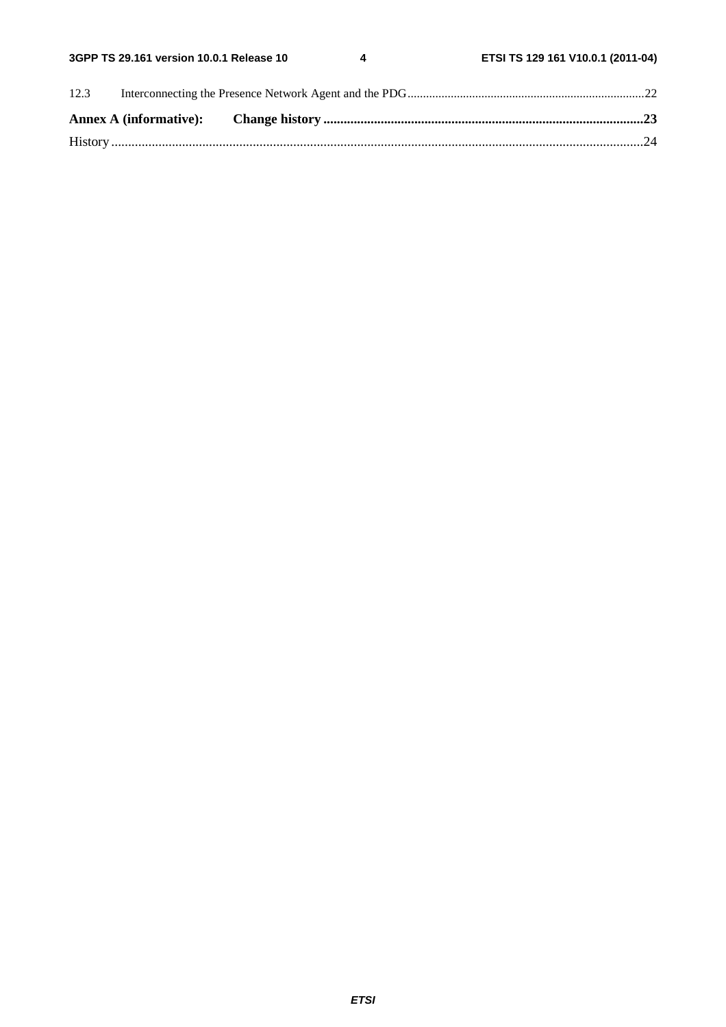12.3 Interconnecting the Presence Network Agent and the PDG ........................................................................22

**Annex A (informative): Change history ..............................................................................................23**

History ..............................................................................................................................................................24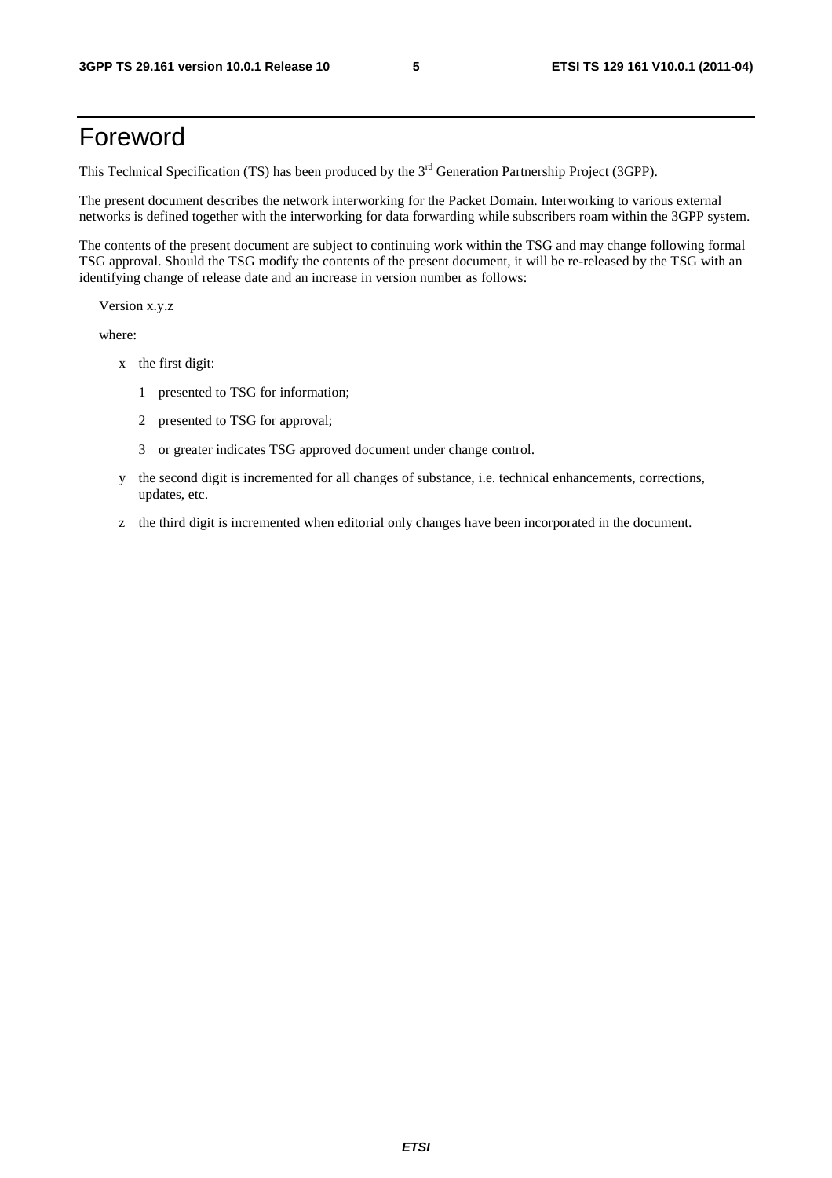# Foreword

This Technical Specification (TS) has been produced by the 3rd Generation Partnership Project (3GPP).

The present document describes the network interworking for the Packet Domain. Interworking to various external networks is defined together with the interworking for data forwarding while subscribers roam within the 3GPP system.

The contents of the present document are subject to continuing work within the TSG and may change following formal TSG approval. Should the TSG modify the contents of the present document, it will be re-released by the TSG with an identifying change of release date and an increase in version number as follows:

Version x.y.z

where:

- x the first digit:
  - 1 presented to TSG for information;
  - 2 presented to TSG for approval;
  - 3 or greater indicates TSG approved document under change control.
- y the second digit is incremented for all changes of substance, i.e. technical enhancements, corrections, updates, etc.
- z the third digit is incremented when editorial only changes have been incorporated in the document.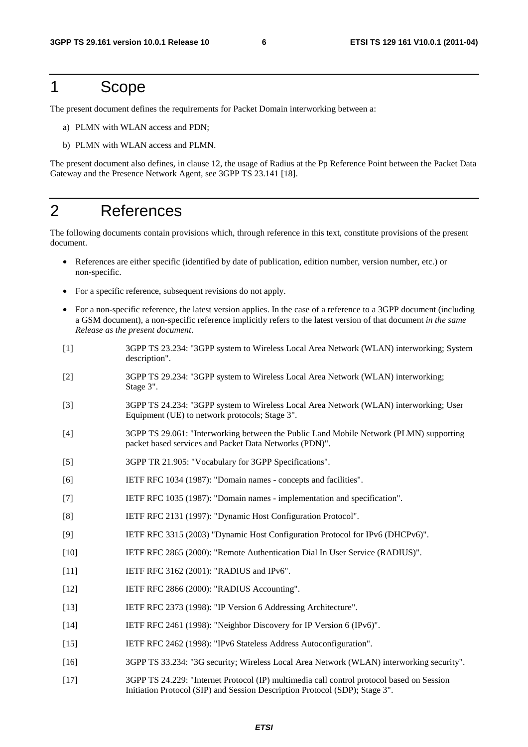# 1 Scope

The present document defines the requirements for Packet Domain interworking between a:

a) PLMN with WLAN access and PDN;

b) PLMN with WLAN access and PLMN.

The present document also defines, in clause 12, the usage of Radius at the Pp Reference Point between the Packet Data Gateway and the Presence Network Agent, see 3GPP TS 23.141 [18].

# 2 References

The following documents contain provisions which, through reference in this text, constitute provisions of the present document.

- References are either specific (identified by date of publication, edition number, version number, etc.) or non-specific.
- For a specific reference, subsequent revisions do not apply.
- For a non-specific reference, the latest version applies. In the case of a reference to a 3GPP document (including a GSM document), a non-specific reference implicitly refers to the latest version of that document *in the same Release as the present document*.

[1] 3GPP TS 23.234: "3GPP system to Wireless Local Area Network (WLAN) interworking; System description".

[2] 3GPP TS 29.234: "3GPP system to Wireless Local Area Network (WLAN) interworking; Stage 3".

[3] 3GPP TS 24.234: "3GPP system to Wireless Local Area Network (WLAN) interworking; User Equipment (UE) to network protocols; Stage 3".

[4] 3GPP TS 29.061: "Interworking between the Public Land Mobile Network (PLMN) supporting packet based services and Packet Data Networks (PDN)".

[5] 3GPP TR 21.905: "Vocabulary for 3GPP Specifications".

[6] IETF RFC 1034 (1987): "Domain names - concepts and facilities".

[7] IETF RFC 1035 (1987): "Domain names - implementation and specification".

[8] IETF RFC 2131 (1997): "Dynamic Host Configuration Protocol".

[9] IETF RFC 3315 (2003) "Dynamic Host Configuration Protocol for IPv6 (DHCPv6)".

[10] IETF RFC 2865 (2000): "Remote Authentication Dial In User Service (RADIUS)".

[11] IETF RFC 3162 (2001): "RADIUS and IPv6".

[12] IETF RFC 2866 (2000): "RADIUS Accounting".

[13] IETF RFC 2373 (1998): "IP Version 6 Addressing Architecture".

[14] IETF RFC 2461 (1998): "Neighbor Discovery for IP Version 6 (IPv6)".

[15] IETF RFC 2462 (1998): "IPv6 Stateless Address Autoconfiguration".

[16] 3GPP TS 33.234: "3G security; Wireless Local Area Network (WLAN) interworking security".

[17] 3GPP TS 24.229: "Internet Protocol (IP) multimedia call control protocol based on Session Initiation Protocol (SIP) and Session Description Protocol (SDP); Stage 3".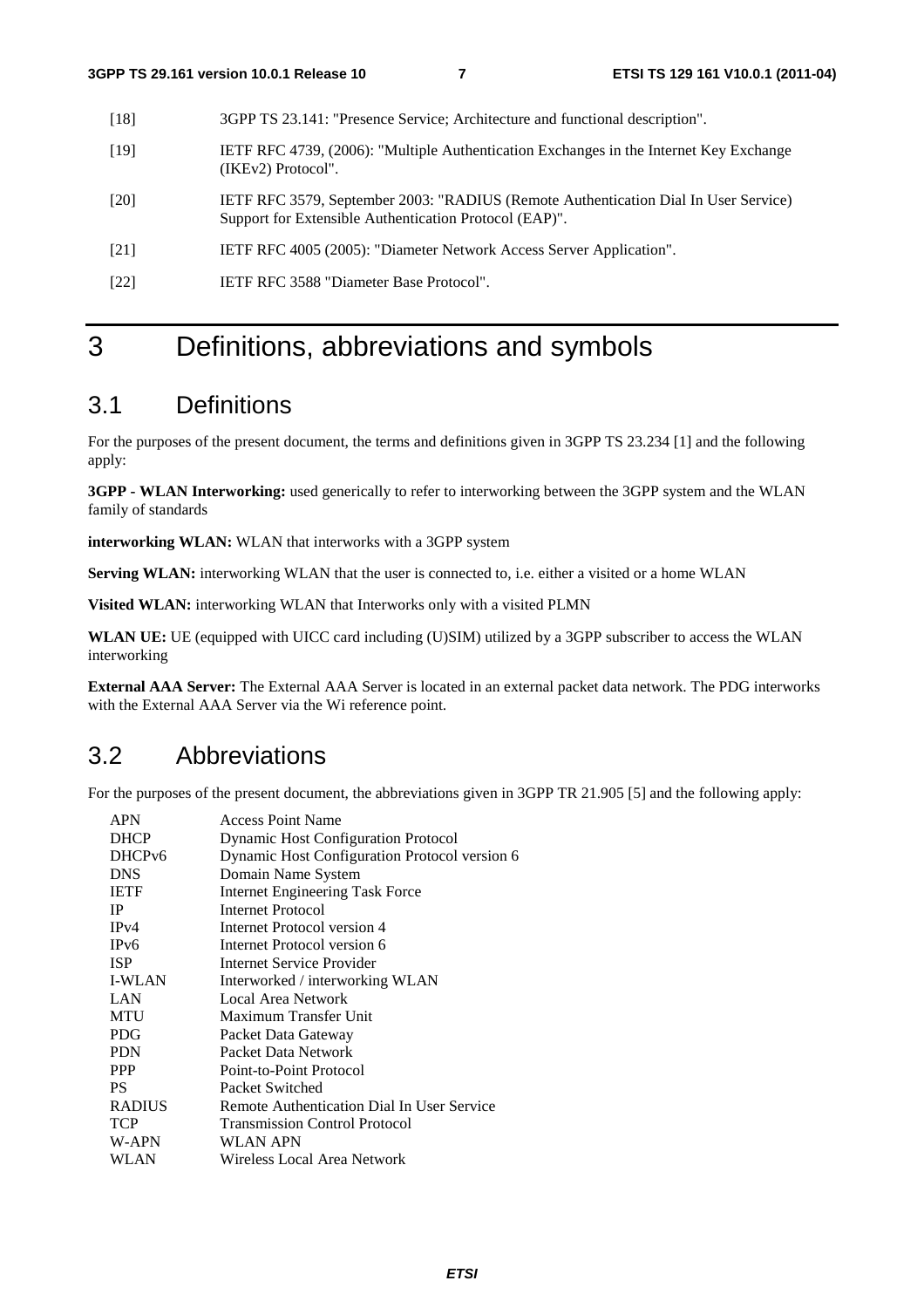[18] 3GPP TS 23.141: "Presence Service; Architecture and functional description".

[19] IETF RFC 4739, (2006): "Multiple Authentication Exchanges in the Internet Key Exchange (IKEv2) Protocol".

[20] IETF RFC 3579, September 2003: "RADIUS (Remote Authentication Dial In User Service) Support for Extensible Authentication Protocol (EAP)".

[21] IETF RFC 4005 (2005): "Diameter Network Access Server Application".

[22] IETF RFC 3588 "Diameter Base Protocol".

# 3 Definitions, abbreviations and symbols

## 3.1 Definitions

For the purposes of the present document, the terms and definitions given in 3GPP TS 23.234 [1] and the following apply:

**3GPP - WLAN Interworking:** used generically to refer to interworking between the 3GPP system and the WLAN family of standards

**interworking WLAN:** WLAN that interworks with a 3GPP system

**Serving WLAN:** interworking WLAN that the user is connected to, i.e. either a visited or a home WLAN

**Visited WLAN:** interworking WLAN that Interworks only with a visited PLMN

**WLAN UE:** UE (equipped with UICC card including (U)SIM) utilized by a 3GPP subscriber to access the WLAN interworking

**External AAA Server:** The External AAA Server is located in an external packet data network. The PDG interworks with the External AAA Server via the Wi reference point.

## 3.2 Abbreviations

For the purposes of the present document, the abbreviations given in 3GPP TR 21.905 [5] and the following apply:

| | |
|---|---|
| APN | Access Point Name |
| DHCP | Dynamic Host Configuration Protocol |
| DHCPv6 | Dynamic Host Configuration Protocol version 6 |
| DNS | Domain Name System |
| IETF | Internet Engineering Task Force |
| IP | Internet Protocol |
| IPv4 | Internet Protocol version 4 |
| IPv6 | Internet Protocol version 6 |
| ISP | Internet Service Provider |
| I-WLAN | Interworked / interworking WLAN |
| LAN | Local Area Network |
| MTU | Maximum Transfer Unit |
| PDG | Packet Data Gateway |
| PDN | Packet Data Network |
| PPP | Point-to-Point Protocol |
| PS | Packet Switched |
| RADIUS | Remote Authentication Dial In User Service |
| TCP | Transmission Control Protocol |
| W-APN | WLAN APN |
| WLAN | Wireless Local Area Network |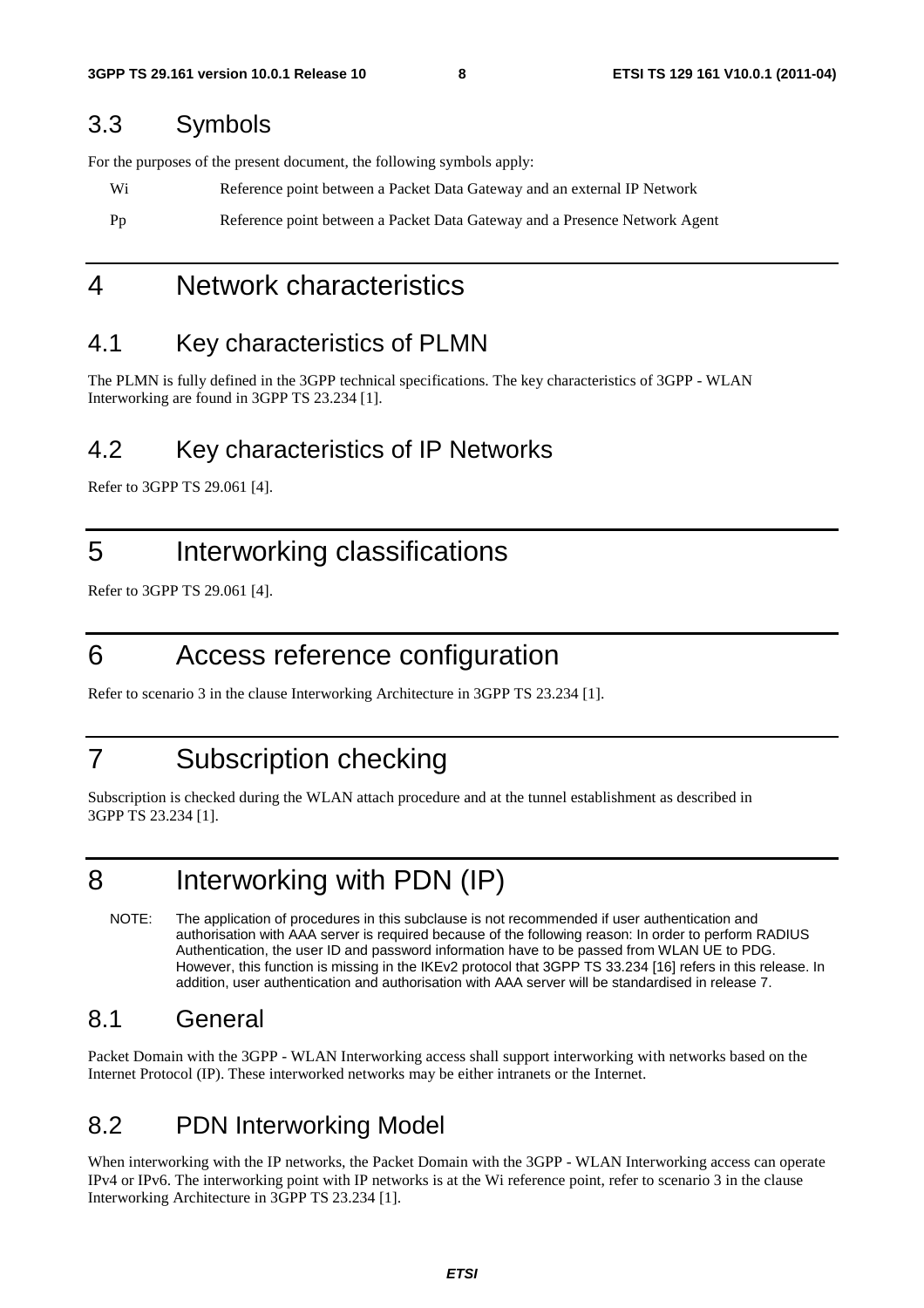## 3.3 Symbols

For the purposes of the present document, the following symbols apply:

| | |
|---|---|
| Wi | Reference point between a Packet Data Gateway and an external IP Network |
| Pp | Reference point between a Packet Data Gateway and a Presence Network Agent |

# 4 Network characteristics

## 4.1 Key characteristics of PLMN

The PLMN is fully defined in the 3GPP technical specifications. The key characteristics of 3GPP - WLAN Interworking are found in 3GPP TS 23.234 [1].

## 4.2 Key characteristics of IP Networks

Refer to 3GPP TS 29.061 [4].

# 5 Interworking classifications

Refer to 3GPP TS 29.061 [4].

# 6 Access reference configuration

Refer to scenario 3 in the clause Interworking Architecture in 3GPP TS 23.234 [1].

# 7 Subscription checking

Subscription is checked during the WLAN attach procedure and at the tunnel establishment as described in 3GPP TS 23.234 [1].

# 8 Interworking with PDN (IP)

NOTE: The application of procedures in this subclause is not recommended if user authentication and authorisation with AAA server is required because of the following reason: In order to perform RADIUS Authentication, the user ID and password information have to be passed from WLAN UE to PDG. However, this function is missing in the IKEv2 protocol that 3GPP TS 33.234 [16] refers in this release. In addition, user authentication and authorisation with AAA server will be standardised in release 7.

## 8.1 General

Packet Domain with the 3GPP - WLAN Interworking access shall support interworking with networks based on the Internet Protocol (IP). These interworked networks may be either intranets or the Internet.

## 8.2 PDN Interworking Model

When interworking with the IP networks, the Packet Domain with the 3GPP - WLAN Interworking access can operate IPv4 or IPv6. The interworking point with IP networks is at the Wi reference point, refer to scenario 3 in the clause Interworking Architecture in 3GPP TS 23.234 [1].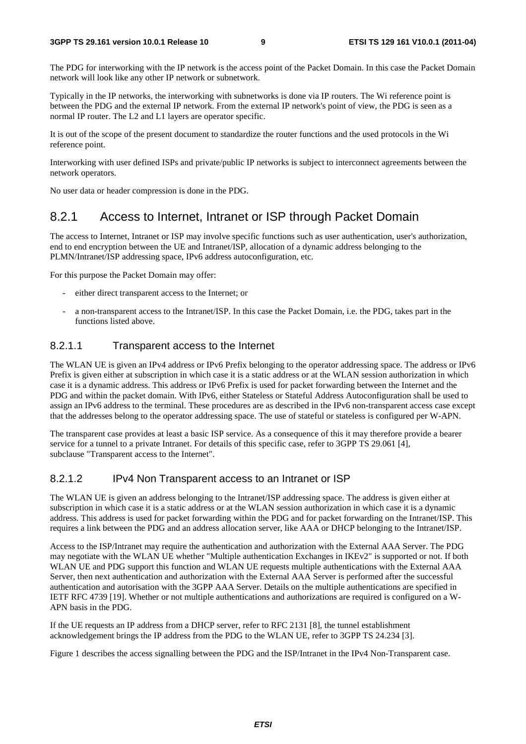The PDG for interworking with the IP network is the access point of the Packet Domain. In this case the Packet Domain network will look like any other IP network or subnetwork.

Typically in the IP networks, the interworking with subnetworks is done via IP routers. The Wi reference point is between the PDG and the external IP network. From the external IP network's point of view, the PDG is seen as a normal IP router. The L2 and L1 layers are operator specific.

It is out of the scope of the present document to standardize the router functions and the used protocols in the Wi reference point.

Interworking with user defined ISPs and private/public IP networks is subject to interconnect agreements between the network operators.

No user data or header compression is done in the PDG.

## 8.2.1 Access to Internet, Intranet or ISP through Packet Domain

The access to Internet, Intranet or ISP may involve specific functions such as user authentication, user's authorization, end to end encryption between the UE and Intranet/ISP, allocation of a dynamic address belonging to the PLMN/Intranet/ISP addressing space, IPv6 address autoconfiguration, etc.

For this purpose the Packet Domain may offer:

- either direct transparent access to the Internet; or
- a non-transparent access to the Intranet/ISP. In this case the Packet Domain, i.e. the PDG, takes part in the functions listed above.

### 8.2.1.1 Transparent access to the Internet

The WLAN UE is given an IPv4 address or IPv6 Prefix belonging to the operator addressing space. The address or IPv6 Prefix is given either at subscription in which case it is a static address or at the WLAN session authorization in which case it is a dynamic address. This address or IPv6 Prefix is used for packet forwarding between the Internet and the PDG and within the packet domain. With IPv6, either Stateless or Stateful Address Autoconfiguration shall be used to assign an IPv6 address to the terminal. These procedures are as described in the IPv6 non-transparent access case except that the addresses belong to the operator addressing space. The use of stateful or stateless is configured per W-APN.

The transparent case provides at least a basic ISP service. As a consequence of this it may therefore provide a bearer service for a tunnel to a private Intranet. For details of this specific case, refer to 3GPP TS 29.061 [4], subclause "Transparent access to the Internet".

### 8.2.1.2 IPv4 Non Transparent access to an Intranet or ISP

The WLAN UE is given an address belonging to the Intranet/ISP addressing space. The address is given either at subscription in which case it is a static address or at the WLAN session authorization in which case it is a dynamic address. This address is used for packet forwarding within the PDG and for packet forwarding on the Intranet/ISP. This requires a link between the PDG and an address allocation server, like AAA or DHCP belonging to the Intranet/ISP.

Access to the ISP/Intranet may require the authentication and authorization with the External AAA Server. The PDG may negotiate with the WLAN UE whether "Multiple authentication Exchanges in IKEv2" is supported or not. If both WLAN UE and PDG support this function and WLAN UE requests multiple authentications with the External AAA Server, then next authentication and authorization with the External AAA Server is performed after the successful authentication and autorisation with the 3GPP AAA Server. Details on the multiple authentications are specified in IETF RFC 4739 [19]. Whether or not multiple authentications and authorizations are required is configured on a W-APN basis in the PDG.

If the UE requests an IP address from a DHCP server, refer to RFC 2131 [8], the tunnel establishment acknowledgement brings the IP address from the PDG to the WLAN UE, refer to 3GPP TS 24.234 [3].

Figure 1 describes the access signalling between the PDG and the ISP/Intranet in the IPv4 Non-Transparent case.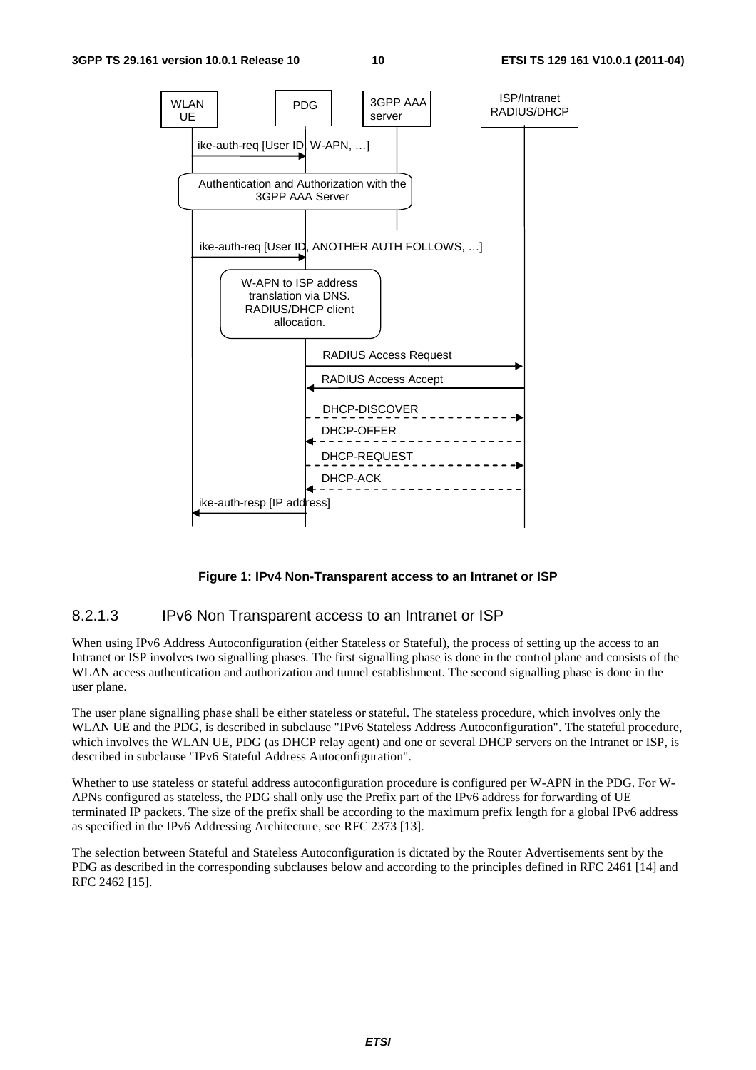WLAN UE

PDG

3GPP AAA server

ISP/Intranet RADIUS/DHCP

ike-auth-req [User ID, W-APN, …]

Authentication and Authorization with the 3GPP AAA Server

ike-auth-req [User ID, ANOTHER AUTH FOLLOWS, …]

W-APN to ISP address translation via DNS. RADIUS/DHCP client allocation.

RADIUS Access Request

RADIUS Access Accept

DHCP-DISCOVER

DHCP-OFFER

DHCP-REQUEST

DHCP-ACK

ike-auth-resp [IP address]

**Figure 1: IPv4 Non-Transparent access to an Intranet or ISP**

### 8.2.1.3 IPv6 Non Transparent access to an Intranet or ISP

When using IPv6 Address Autoconfiguration (either Stateless or Stateful), the process of setting up the access to an Intranet or ISP involves two signalling phases. The first signalling phase is done in the control plane and consists of the WLAN access authentication and authorization and tunnel establishment. The second signalling phase is done in the user plane.

The user plane signalling phase shall be either stateless or stateful. The stateless procedure, which involves only the WLAN UE and the PDG, is described in subclause "IPv6 Stateless Address Autoconfiguration". The stateful procedure, which involves the WLAN UE, PDG (as DHCP relay agent) and one or several DHCP servers on the Intranet or ISP, is described in subclause "IPv6 Stateful Address Autoconfiguration".

Whether to use stateless or stateful address autoconfiguration procedure is configured per W-APN in the PDG. For W-APNs configured as stateless, the PDG shall only use the Prefix part of the IPv6 address for forwarding of UE terminated IP packets. The size of the prefix shall be according to the maximum prefix length for a global IPv6 address as specified in the IPv6 Addressing Architecture, see RFC 2373 [13].

The selection between Stateful and Stateless Autoconfiguration is dictated by the Router Advertisements sent by the PDG as described in the corresponding subclauses below and according to the principles defined in RFC 2461 [14] and RFC 2462 [15].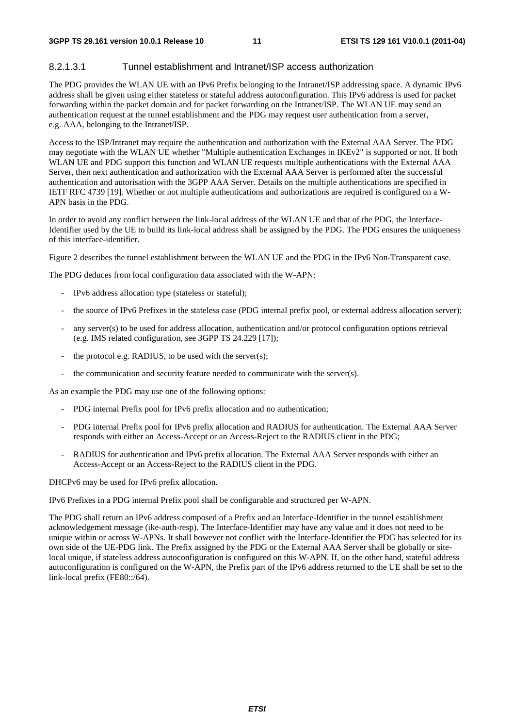#### 8.2.1.3.1 Tunnel establishment and Intranet/ISP access authorization

The PDG provides the WLAN UE with an IPv6 Prefix belonging to the Intranet/ISP addressing space. A dynamic IPv6 address shall be given using either stateless or stateful address autoconfiguration. This IPv6 address is used for packet forwarding within the packet domain and for packet forwarding on the Intranet/ISP. The WLAN UE may send an authentication request at the tunnel establishment and the PDG may request user authentication from a server, e.g. AAA, belonging to the Intranet/ISP.

Access to the ISP/Intranet may require the authentication and authorization with the External AAA Server. The PDG may negotiate with the WLAN UE whether "Multiple authentication Exchanges in IKEv2" is supported or not. If both WLAN UE and PDG support this function and WLAN UE requests multiple authentications with the External AAA Server, then next authentication and authorization with the External AAA Server is performed after the successful authentication and autorisation with the 3GPP AAA Server. Details on the multiple authentications are specified in IETF RFC 4739 [19]. Whether or not multiple authentications and authorizations are required is configured on a W-APN basis in the PDG.

In order to avoid any conflict between the link-local address of the WLAN UE and that of the PDG, the Interface-Identifier used by the UE to build its link-local address shall be assigned by the PDG. The PDG ensures the uniqueness of this interface-identifier.

Figure 2 describes the tunnel establishment between the WLAN UE and the PDG in the IPv6 Non-Transparent case.

The PDG deduces from local configuration data associated with the W-APN:

- IPv6 address allocation type (stateless or stateful);
- the source of IPv6 Prefixes in the stateless case (PDG internal prefix pool, or external address allocation server);
- any server(s) to be used for address allocation, authentication and/or protocol configuration options retrieval (e.g. IMS related configuration, see 3GPP TS 24.229 [17]);
- the protocol e.g. RADIUS, to be used with the server(s);
- the communication and security feature needed to communicate with the server(s).

As an example the PDG may use one of the following options:

- PDG internal Prefix pool for IPv6 prefix allocation and no authentication;
- PDG internal Prefix pool for IPv6 prefix allocation and RADIUS for authentication. The External AAA Server responds with either an Access-Accept or an Access-Reject to the RADIUS client in the PDG;
- RADIUS for authentication and IPv6 prefix allocation. The External AAA Server responds with either an Access-Accept or an Access-Reject to the RADIUS client in the PDG.

DHCPv6 may be used for IPv6 prefix allocation.

IPv6 Prefixes in a PDG internal Prefix pool shall be configurable and structured per W-APN.

The PDG shall return an IPv6 address composed of a Prefix and an Interface-Identifier in the tunnel establishment acknowledgement message (ike-auth-resp). The Interface-Identifier may have any value and it does not need to be unique within or across W-APNs. It shall however not conflict with the Interface-Identifier the PDG has selected for its own side of the UE-PDG link. The Prefix assigned by the PDG or the External AAA Server shall be globally or site-local unique, if stateless address autoconfiguration is configured on this W-APN. If, on the other hand, stateful address autoconfiguration is configured on the W-APN, the Prefix part of the IPv6 address returned to the UE shall be set to the link-local prefix (FE80::/64).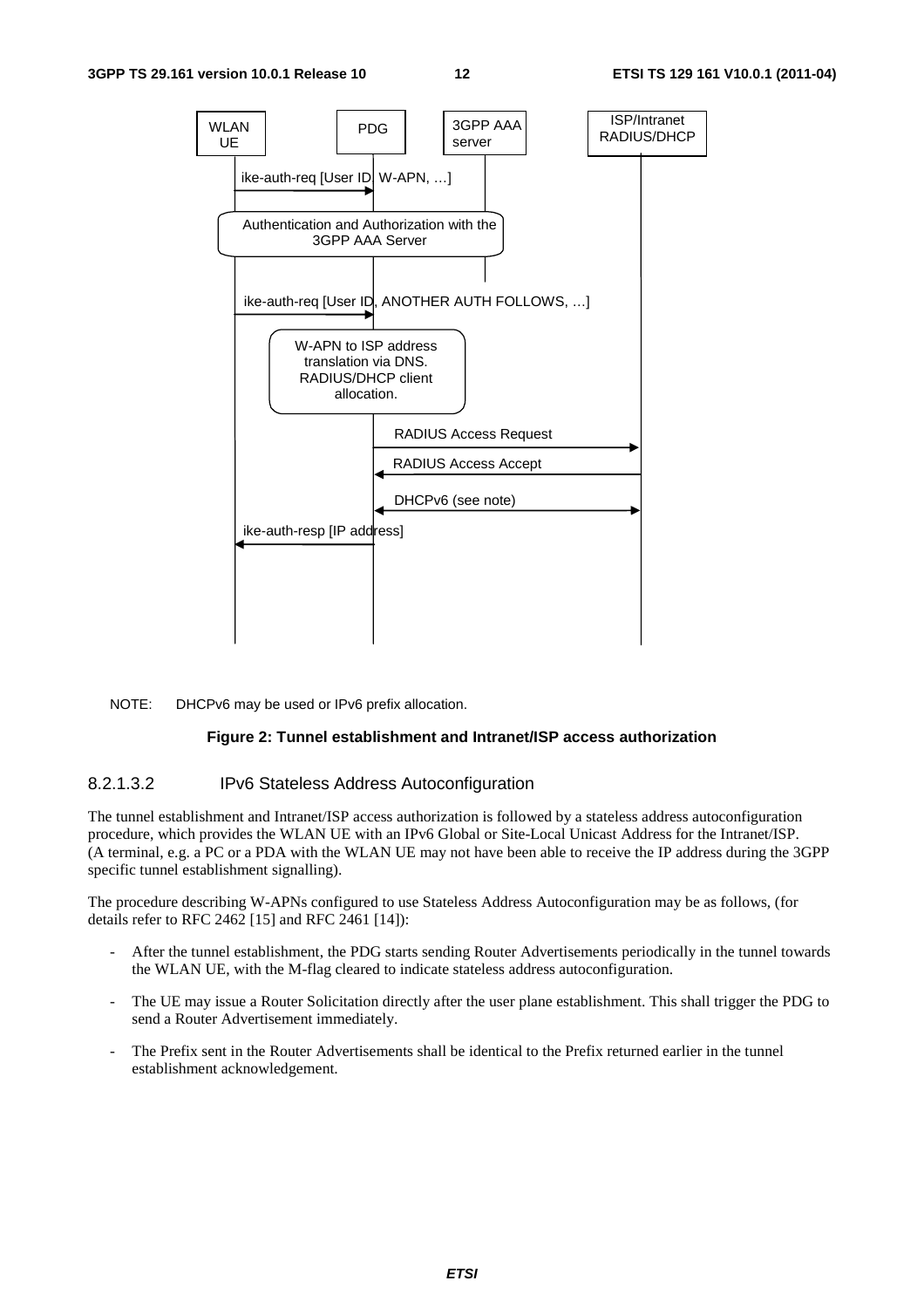WLAN UE

PDG

3GPP AAA server

ISP/Intranet RADIUS/DHCP

ike-auth-req [User ID, W-APN, …]

Authentication and Authorization with the 3GPP AAA Server

ike-auth-req [User ID, ANOTHER AUTH FOLLOWS, …]

W-APN to ISP address translation via DNS. RADIUS/DHCP client allocation.

RADIUS Access Request

RADIUS Access Accept

DHCPv6 (see note)

ike-auth-resp [IP address]

NOTE: DHCPv6 may be used or IPv6 prefix allocation.

**Figure 2: Tunnel establishment and Intranet/ISP access authorization**

#### 8.2.1.3.2 IPv6 Stateless Address Autoconfiguration

The tunnel establishment and Intranet/ISP access authorization is followed by a stateless address autoconfiguration procedure, which provides the WLAN UE with an IPv6 Global or Site-Local Unicast Address for the Intranet/ISP. (A terminal, e.g. a PC or a PDA with the WLAN UE may not have been able to receive the IP address during the 3GPP specific tunnel establishment signalling).

The procedure describing W-APNs configured to use Stateless Address Autoconfiguration may be as follows, (for details refer to RFC 2462 [15] and RFC 2461 [14]):

- After the tunnel establishment, the PDG starts sending Router Advertisements periodically in the tunnel towards the WLAN UE, with the M-flag cleared to indicate stateless address autoconfiguration.
- The UE may issue a Router Solicitation directly after the user plane establishment. This shall trigger the PDG to send a Router Advertisement immediately.
- The Prefix sent in the Router Advertisements shall be identical to the Prefix returned earlier in the tunnel establishment acknowledgement.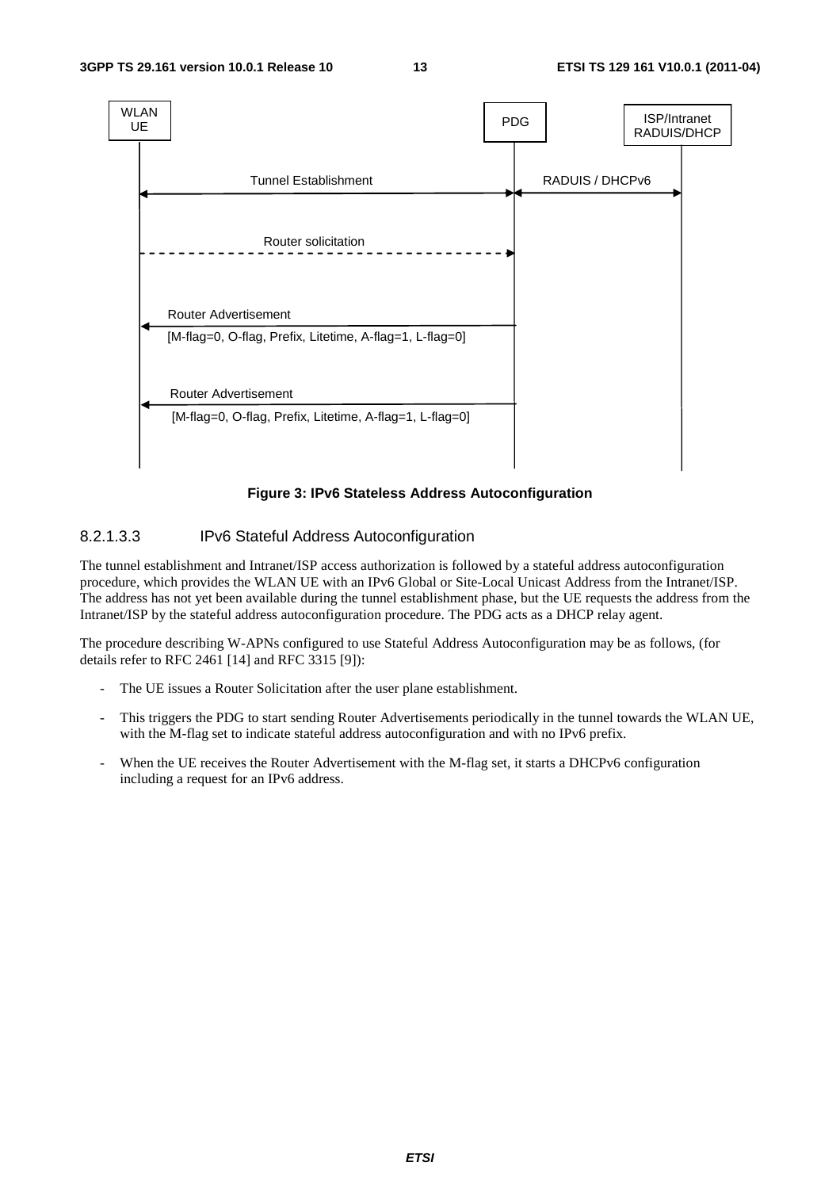WLAN UE

PDG

ISP/Intranet RADUIS/DHCP

Tunnel Establishment

RADUIS / DHCPv6

Router solicitation

Router Advertisement

[M-flag=0, O-flag, Prefix, Litetime, A-flag=1, L-flag=0]

Router Advertisement

[M-flag=0, O-flag, Prefix, Litetime, A-flag=1, L-flag=0]

**Figure 3: IPv6 Stateless Address Autoconfiguration**

#### 8.2.1.3.3 IPv6 Stateful Address Autoconfiguration

The tunnel establishment and Intranet/ISP access authorization is followed by a stateful address autoconfiguration procedure, which provides the WLAN UE with an IPv6 Global or Site-Local Unicast Address from the Intranet/ISP. The address has not yet been available during the tunnel establishment phase, but the UE requests the address from the Intranet/ISP by the stateful address autoconfiguration procedure. The PDG acts as a DHCP relay agent.

The procedure describing W-APNs configured to use Stateful Address Autoconfiguration may be as follows, (for details refer to RFC 2461 [14] and RFC 3315 [9]):

- The UE issues a Router Solicitation after the user plane establishment.
- This triggers the PDG to start sending Router Advertisements periodically in the tunnel towards the WLAN UE, with the M-flag set to indicate stateful address autoconfiguration and with no IPv6 prefix.
- When the UE receives the Router Advertisement with the M-flag set, it starts a DHCPv6 configuration including a request for an IPv6 address.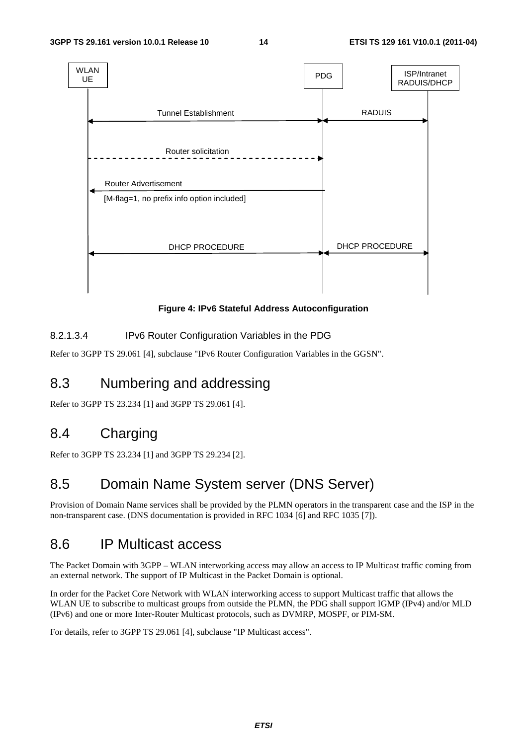WLAN UE

PDG

ISP/Intranet RADUIS/DHCP

Tunnel Establishment

RADUIS

Router solicitation

Router Advertisement

[M-flag=1, no prefix info option included]

DHCP PROCEDURE

DHCP PROCEDURE

**Figure 4: IPv6 Stateful Address Autoconfiguration**

#### 8.2.1.3.4 IPv6 Router Configuration Variables in the PDG

Refer to 3GPP TS 29.061 [4], subclause "IPv6 Router Configuration Variables in the GGSN".

## 8.3 Numbering and addressing

Refer to 3GPP TS 23.234 [1] and 3GPP TS 29.061 [4].

## 8.4 Charging

Refer to 3GPP TS 23.234 [1] and 3GPP TS 29.234 [2].

## 8.5 Domain Name System server (DNS Server)

Provision of Domain Name services shall be provided by the PLMN operators in the transparent case and the ISP in the non-transparent case. (DNS documentation is provided in RFC 1034 [6] and RFC 1035 [7]).

## 8.6 IP Multicast access

The Packet Domain with 3GPP – WLAN interworking access may allow an access to IP Multicast traffic coming from an external network. The support of IP Multicast in the Packet Domain is optional.

In order for the Packet Core Network with WLAN interworking access to support Multicast traffic that allows the WLAN UE to subscribe to multicast groups from outside the PLMN, the PDG shall support IGMP (IPv4) and/or MLD (IPv6) and one or more Inter-Router Multicast protocols, such as DVMRP, MOSPF, or PIM-SM.

For details, refer to 3GPP TS 29.061 [4], subclause "IP Multicast access".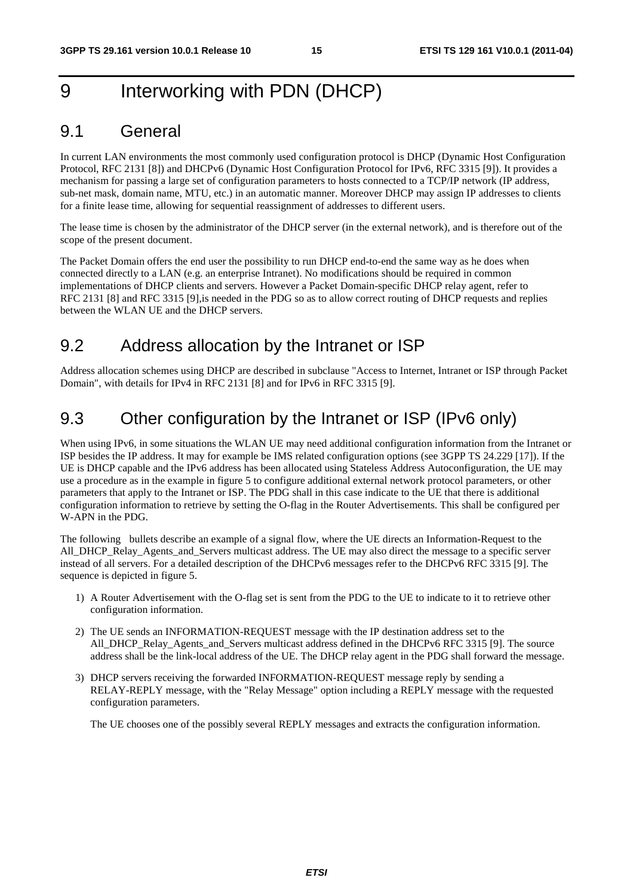# 9 Interworking with PDN (DHCP)

## 9.1 General

In current LAN environments the most commonly used configuration protocol is DHCP (Dynamic Host Configuration Protocol, RFC 2131 [8]) and DHCPv6 (Dynamic Host Configuration Protocol for IPv6, RFC 3315 [9]). It provides a mechanism for passing a large set of configuration parameters to hosts connected to a TCP/IP network (IP address, sub-net mask, domain name, MTU, etc.) in an automatic manner. Moreover DHCP may assign IP addresses to clients for a finite lease time, allowing for sequential reassignment of addresses to different users.

The lease time is chosen by the administrator of the DHCP server (in the external network), and is therefore out of the scope of the present document.

The Packet Domain offers the end user the possibility to run DHCP end-to-end the same way as he does when connected directly to a LAN (e.g. an enterprise Intranet). No modifications should be required in common implementations of DHCP clients and servers. However a Packet Domain-specific DHCP relay agent, refer to RFC 2131 [8] and RFC 3315 [9],is needed in the PDG so as to allow correct routing of DHCP requests and replies between the WLAN UE and the DHCP servers.

## 9.2 Address allocation by the Intranet or ISP

Address allocation schemes using DHCP are described in subclause "Access to Internet, Intranet or ISP through Packet Domain", with details for IPv4 in RFC 2131 [8] and for IPv6 in RFC 3315 [9].

## 9.3 Other configuration by the Intranet or ISP (IPv6 only)

When using IPv6, in some situations the WLAN UE may need additional configuration information from the Intranet or ISP besides the IP address. It may for example be IMS related configuration options (see 3GPP TS 24.229 [17]). If the UE is DHCP capable and the IPv6 address has been allocated using Stateless Address Autoconfiguration, the UE may use a procedure as in the example in figure 5 to configure additional external network protocol parameters, or other parameters that apply to the Intranet or ISP. The PDG shall in this case indicate to the UE that there is additional configuration information to retrieve by setting the O-flag in the Router Advertisements. This shall be configured per W-APN in the PDG.

The following bullets describe an example of a signal flow, where the UE directs an Information-Request to the All_DHCP_Relay_Agents_and_Servers multicast address. The UE may also direct the message to a specific server instead of all servers. For a detailed description of the DHCPv6 messages refer to the DHCPv6 RFC 3315 [9]. The sequence is depicted in figure 5.

1) A Router Advertisement with the O-flag set is sent from the PDG to the UE to indicate to it to retrieve other configuration information.

2) The UE sends an INFORMATION-REQUEST message with the IP destination address set to the All_DHCP_Relay_Agents_and_Servers multicast address defined in the DHCPv6 RFC 3315 [9]. The source address shall be the link-local address of the UE. The DHCP relay agent in the PDG shall forward the message.

3) DHCP servers receiving the forwarded INFORMATION-REQUEST message reply by sending a RELAY-REPLY message, with the "Relay Message" option including a REPLY message with the requested configuration parameters.

   The UE chooses one of the possibly several REPLY messages and extracts the configuration information.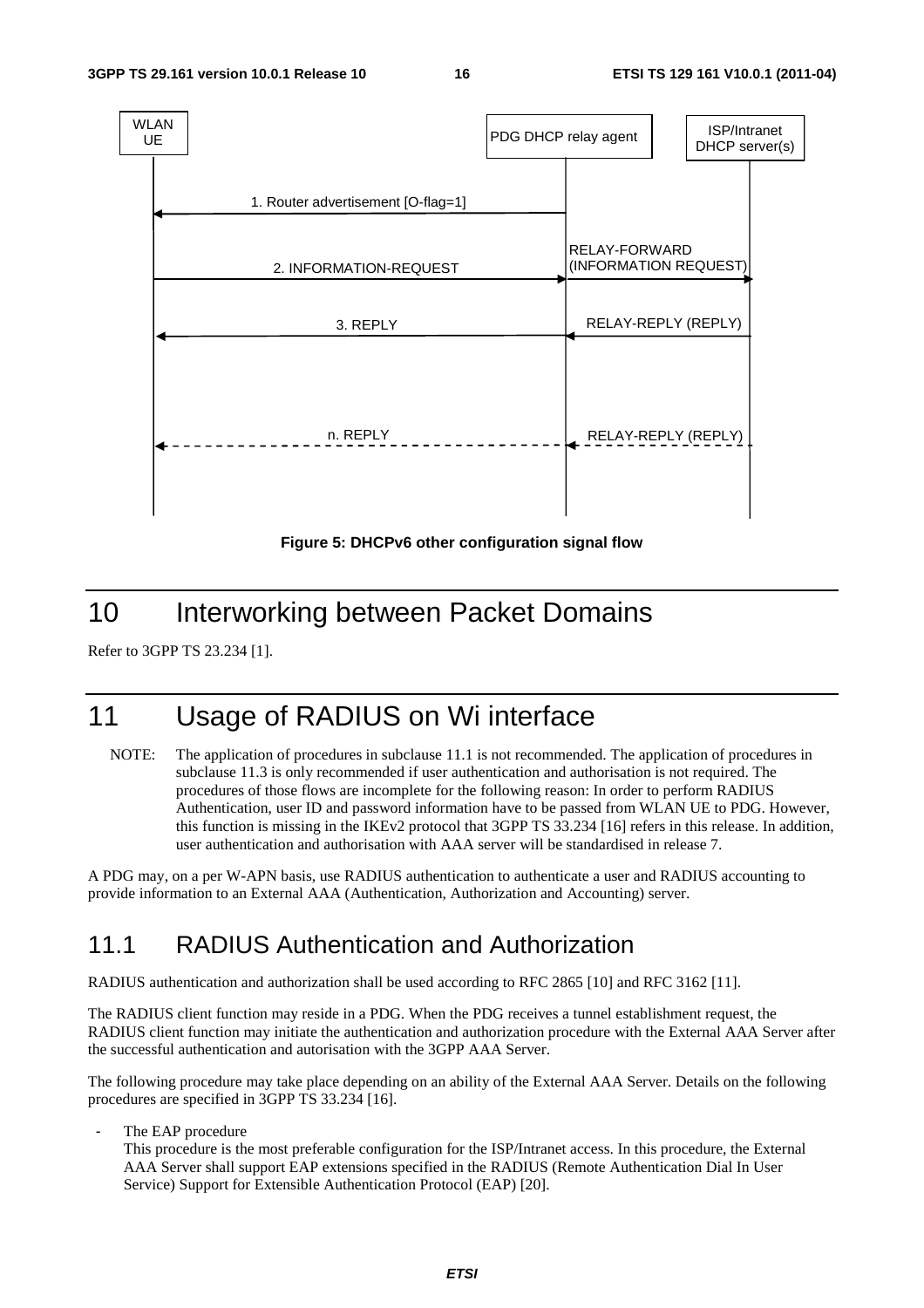WLAN UE

PDG DHCP relay agent

ISP/Intranet DHCP server(s)

1. Router advertisement [O-flag=1]

2. INFORMATION-REQUEST

RELAY-FORWARD (INFORMATION REQUEST)

3. REPLY

RELAY-REPLY (REPLY)

n. REPLY

RELAY-REPLY (REPLY)

**Figure 5: DHCPv6 other configuration signal flow**

# 10 Interworking between Packet Domains

Refer to 3GPP TS 23.234 [1].

# 11 Usage of RADIUS on Wi interface

NOTE: The application of procedures in subclause 11.1 is not recommended. The application of procedures in subclause 11.3 is only recommended if user authentication and authorisation is not required. The procedures of those flows are incomplete for the following reason: In order to perform RADIUS Authentication, user ID and password information have to be passed from WLAN UE to PDG. However, this function is missing in the IKEv2 protocol that 3GPP TS 33.234 [16] refers in this release. In addition, user authentication and authorisation with AAA server will be standardised in release 7.

A PDG may, on a per W-APN basis, use RADIUS authentication to authenticate a user and RADIUS accounting to provide information to an External AAA (Authentication, Authorization and Accounting) server.

## 11.1 RADIUS Authentication and Authorization

RADIUS authentication and authorization shall be used according to RFC 2865 [10] and RFC 3162 [11].

The RADIUS client function may reside in a PDG. When the PDG receives a tunnel establishment request, the RADIUS client function may initiate the authentication and authorization procedure with the External AAA Server after the successful authentication and autorisation with the 3GPP AAA Server.

The following procedure may take place depending on an ability of the External AAA Server. Details on the following procedures are specified in 3GPP TS 33.234 [16].

- The EAP procedure
  This procedure is the most preferable configuration for the ISP/Intranet access. In this procedure, the External AAA Server shall support EAP extensions specified in the RADIUS (Remote Authentication Dial In User Service) Support for Extensible Authentication Protocol (EAP) [20].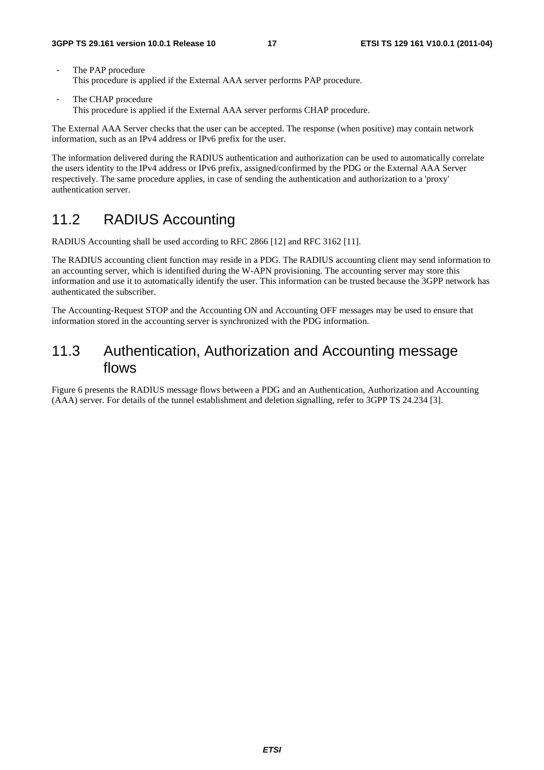- The PAP procedure
  This procedure is applied if the External AAA server performs PAP procedure.

- The CHAP procedure
  This procedure is applied if the External AAA server performs CHAP procedure.

The External AAA Server checks that the user can be accepted. The response (when positive) may contain network information, such as an IPv4 address or IPv6 prefix for the user.

The information delivered during the RADIUS authentication and authorization can be used to automatically correlate the users identity to the IPv4 address or IPv6 prefix, assigned/confirmed by the PDG or the External AAA Server respectively. The same procedure applies, in case of sending the authentication and authorization to a 'proxy' authentication server.

## 11.2 RADIUS Accounting

RADIUS Accounting shall be used according to RFC 2866 [12] and RFC 3162 [11].

The RADIUS accounting client function may reside in a PDG. The RADIUS accounting client may send information to an accounting server, which is identified during the W-APN provisioning. The accounting server may store this information and use it to automatically identify the user. This information can be trusted because the 3GPP network has authenticated the subscriber.

The Accounting-Request STOP and the Accounting ON and Accounting OFF messages may be used to ensure that information stored in the accounting server is synchronized with the PDG information.

## 11.3 Authentication, Authorization and Accounting message flows

Figure 6 presents the RADIUS message flows between a PDG and an Authentication, Authorization and Accounting (AAA) server. For details of the tunnel establishment and deletion signalling, refer to 3GPP TS 24.234 [3].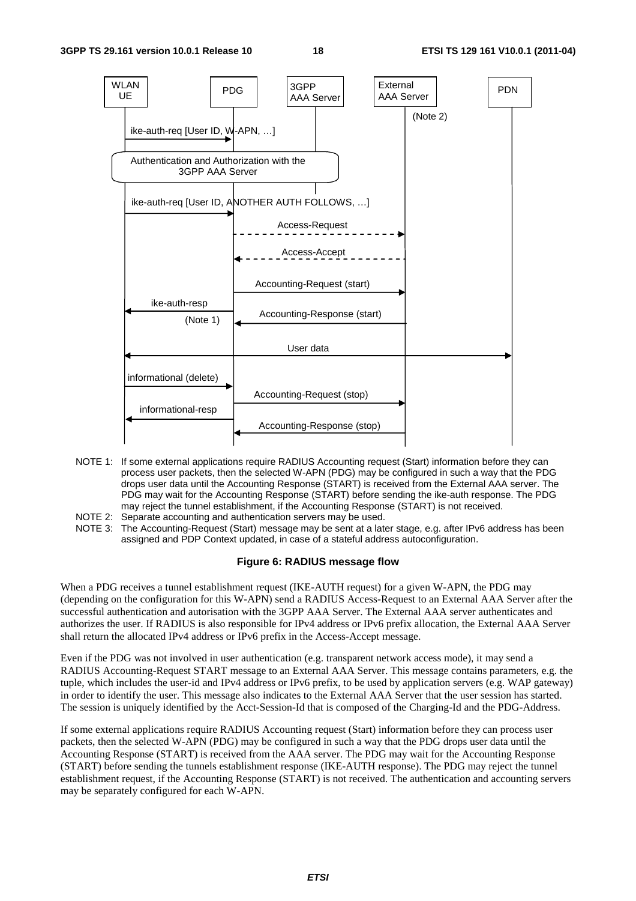WLAN UE

PDG

3GPP AAA Server

External AAA Server

PDN

(Note 2)

ike-auth-req [User ID, W-APN, …]

Authentication and Authorization with the 3GPP AAA Server

ike-auth-req [User ID, ANOTHER AUTH FOLLOWS, …]

Access-Request

Access-Accept

Accounting-Request (start)

ike-auth-resp

(Note 1)

Accounting-Response (start)

User data

informational (delete)

Accounting-Request (stop)

informational-resp

Accounting-Response (stop)

NOTE 1: If some external applications require RADIUS Accounting request (Start) information before they can process user packets, then the selected W-APN (PDG) may be configured in such a way that the PDG drops user data until the Accounting Response (START) is received from the External AAA server. The PDG may wait for the Accounting Response (START) before sending the ike-auth response. The PDG may reject the tunnel establishment, if the Accounting Response (START) is not received.

NOTE 2: Separate accounting and authentication servers may be used.

NOTE 3: The Accounting-Request (Start) message may be sent at a later stage, e.g. after IPv6 address has been assigned and PDP Context updated, in case of a stateful address autoconfiguration.

**Figure 6: RADIUS message flow**

When a PDG receives a tunnel establishment request (IKE-AUTH request) for a given W-APN, the PDG may (depending on the configuration for this W-APN) send a RADIUS Access-Request to an External AAA Server after the successful authentication and autorisation with the 3GPP AAA Server. The External AAA server authenticates and authorizes the user. If RADIUS is also responsible for IPv4 address or IPv6 prefix allocation, the External AAA Server shall return the allocated IPv4 address or IPv6 prefix in the Access-Accept message.

Even if the PDG was not involved in user authentication (e.g. transparent network access mode), it may send a RADIUS Accounting-Request START message to an External AAA Server. This message contains parameters, e.g. the tuple, which includes the user-id and IPv4 address or IPv6 prefix, to be used by application servers (e.g. WAP gateway) in order to identify the user. This message also indicates to the External AAA Server that the user session has started. The session is uniquely identified by the Acct-Session-Id that is composed of the Charging-Id and the PDG-Address.

If some external applications require RADIUS Accounting request (Start) information before they can process user packets, then the selected W-APN (PDG) may be configured in such a way that the PDG drops user data until the Accounting Response (START) is received from the AAA server. The PDG may wait for the Accounting Response (START) before sending the tunnels establishment response (IKE-AUTH response). The PDG may reject the tunnel establishment request, if the Accounting Response (START) is not received. The authentication and accounting servers may be separately configured for each W-APN.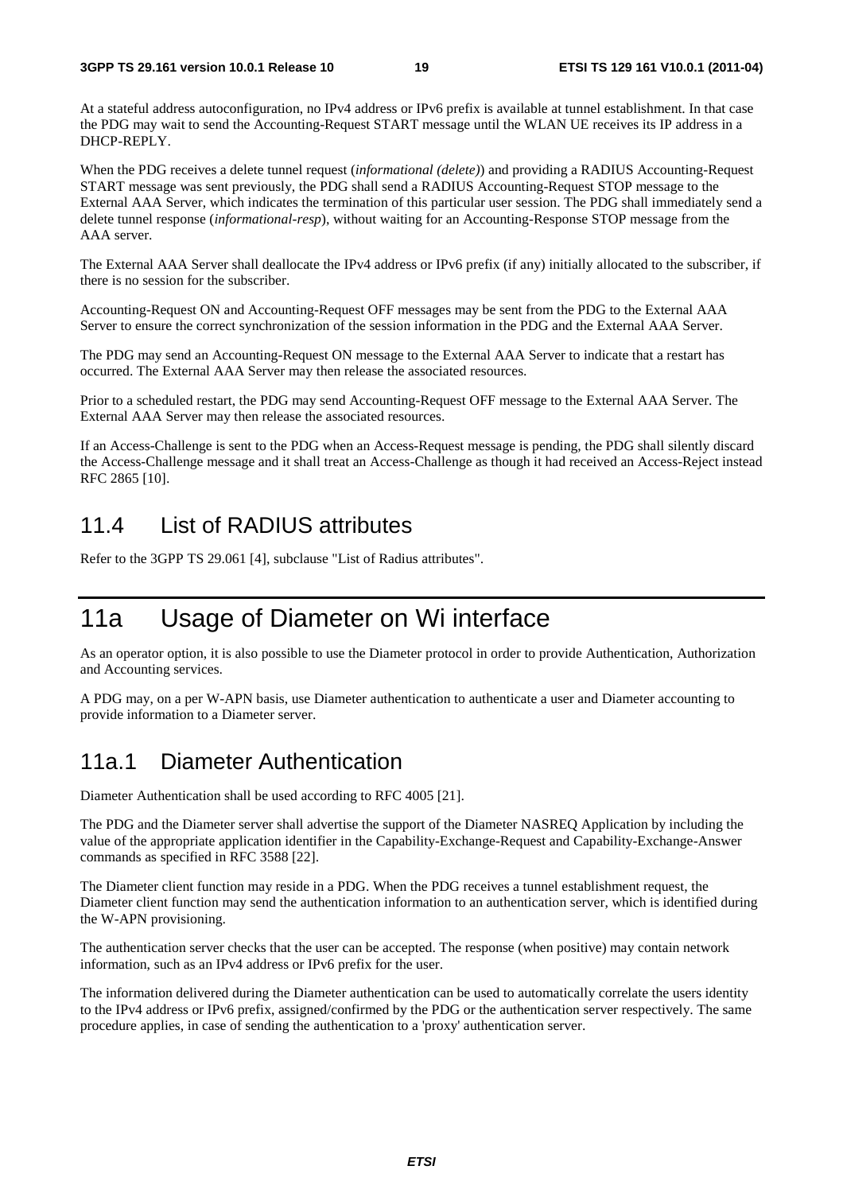At a stateful address autoconfiguration, no IPv4 address or IPv6 prefix is available at tunnel establishment. In that case the PDG may wait to send the Accounting-Request START message until the WLAN UE receives its IP address in a DHCP-REPLY.

When the PDG receives a delete tunnel request (*informational (delete)*) and providing a RADIUS Accounting-Request START message was sent previously, the PDG shall send a RADIUS Accounting-Request STOP message to the External AAA Server, which indicates the termination of this particular user session. The PDG shall immediately send a delete tunnel response (*informational-resp*), without waiting for an Accounting-Response STOP message from the AAA server.

The External AAA Server shall deallocate the IPv4 address or IPv6 prefix (if any) initially allocated to the subscriber, if there is no session for the subscriber.

Accounting-Request ON and Accounting-Request OFF messages may be sent from the PDG to the External AAA Server to ensure the correct synchronization of the session information in the PDG and the External AAA Server.

The PDG may send an Accounting-Request ON message to the External AAA Server to indicate that a restart has occurred. The External AAA Server may then release the associated resources.

Prior to a scheduled restart, the PDG may send Accounting-Request OFF message to the External AAA Server. The External AAA Server may then release the associated resources.

If an Access-Challenge is sent to the PDG when an Access-Request message is pending, the PDG shall silently discard the Access-Challenge message and it shall treat an Access-Challenge as though it had received an Access-Reject instead RFC 2865 [10].

## 11.4 List of RADIUS attributes

Refer to the 3GPP TS 29.061 [4], subclause "List of Radius attributes".

# 11a Usage of Diameter on Wi interface

As an operator option, it is also possible to use the Diameter protocol in order to provide Authentication, Authorization and Accounting services.

A PDG may, on a per W-APN basis, use Diameter authentication to authenticate a user and Diameter accounting to provide information to a Diameter server.

## 11a.1 Diameter Authentication

Diameter Authentication shall be used according to RFC 4005 [21].

The PDG and the Diameter server shall advertise the support of the Diameter NASREQ Application by including the value of the appropriate application identifier in the Capability-Exchange-Request and Capability-Exchange-Answer commands as specified in RFC 3588 [22].

The Diameter client function may reside in a PDG. When the PDG receives a tunnel establishment request, the Diameter client function may send the authentication information to an authentication server, which is identified during the W-APN provisioning.

The authentication server checks that the user can be accepted. The response (when positive) may contain network information, such as an IPv4 address or IPv6 prefix for the user.

The information delivered during the Diameter authentication can be used to automatically correlate the users identity to the IPv4 address or IPv6 prefix, assigned/confirmed by the PDG or the authentication server respectively. The same procedure applies, in case of sending the authentication to a 'proxy' authentication server.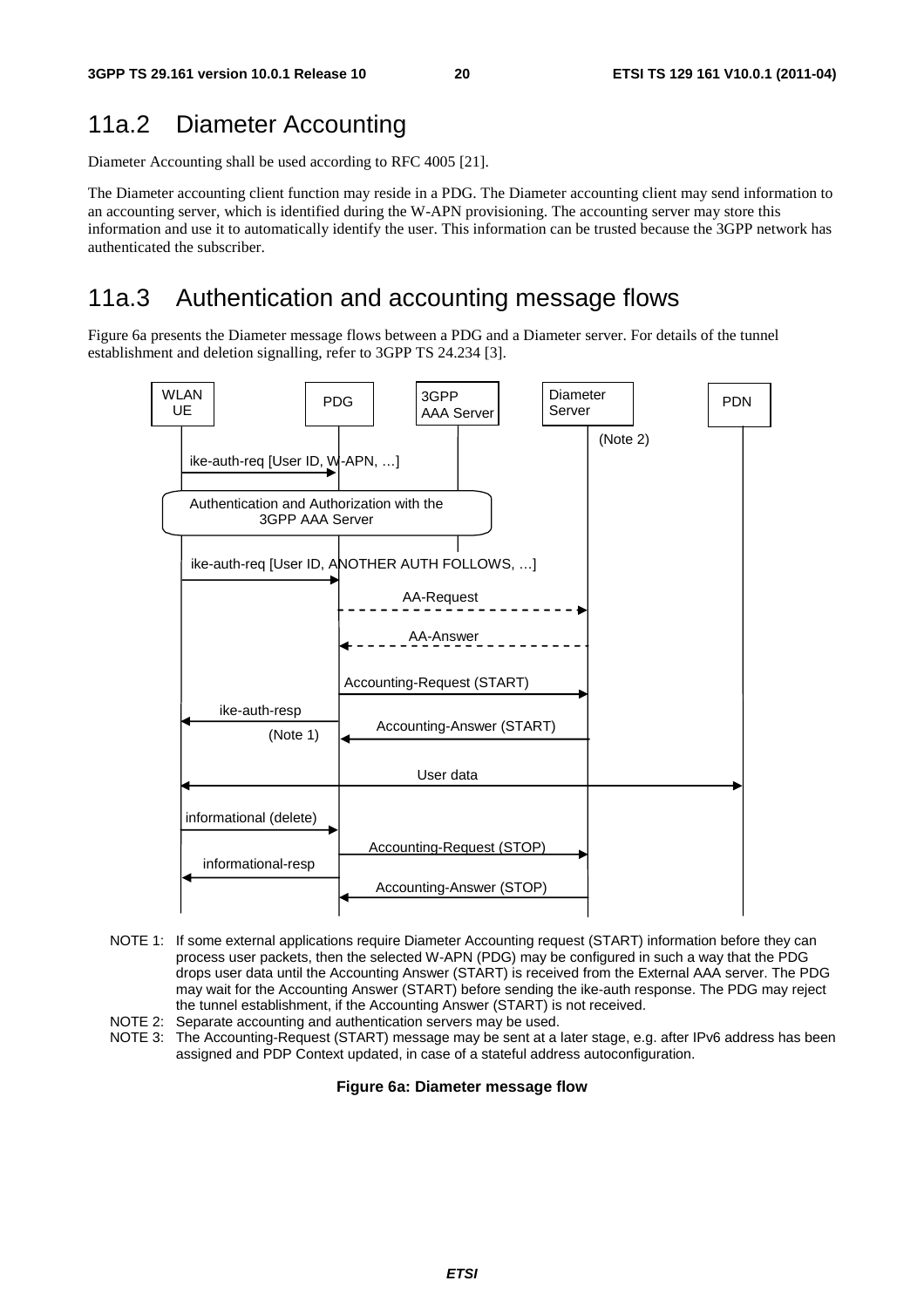## 11a.2 Diameter Accounting

Diameter Accounting shall be used according to RFC 4005 [21].

The Diameter accounting client function may reside in a PDG. The Diameter accounting client may send information to an accounting server, which is identified during the W-APN provisioning. The accounting server may store this information and use it to automatically identify the user. This information can be trusted because the 3GPP network has authenticated the subscriber.

## 11a.3 Authentication and accounting message flows

Figure 6a presents the Diameter message flows between a PDG and a Diameter server. For details of the tunnel establishment and deletion signalling, refer to 3GPP TS 24.234 [3].

WLAN UE
PDG
3GPP AAA Server
Diameter Server
PDN
(Note 2)
ike-auth-req [User ID, W-APN, …]
Authentication and Authorization with the 3GPP AAA Server
ike-auth-req [User ID, ANOTHER AUTH FOLLOWS, …]
AA-Request
AA-Answer
Accounting-Request (START)
ike-auth-resp
(Note 1)
Accounting-Answer (START)
User data
informational (delete)
Accounting-Request (STOP)
informational-resp
Accounting-Answer (STOP)

NOTE 1: If some external applications require Diameter Accounting request (START) information before they can process user packets, then the selected W-APN (PDG) may be configured in such a way that the PDG drops user data until the Accounting Answer (START) is received from the External AAA server. The PDG may wait for the Accounting Answer (START) before sending the ike-auth response. The PDG may reject the tunnel establishment, if the Accounting Answer (START) is not received.

NOTE 2: Separate accounting and authentication servers may be used.

NOTE 3: The Accounting-Request (START) message may be sent at a later stage, e.g. after IPv6 address has been assigned and PDP Context updated, in case of a stateful address autoconfiguration.

**Figure 6a: Diameter message flow**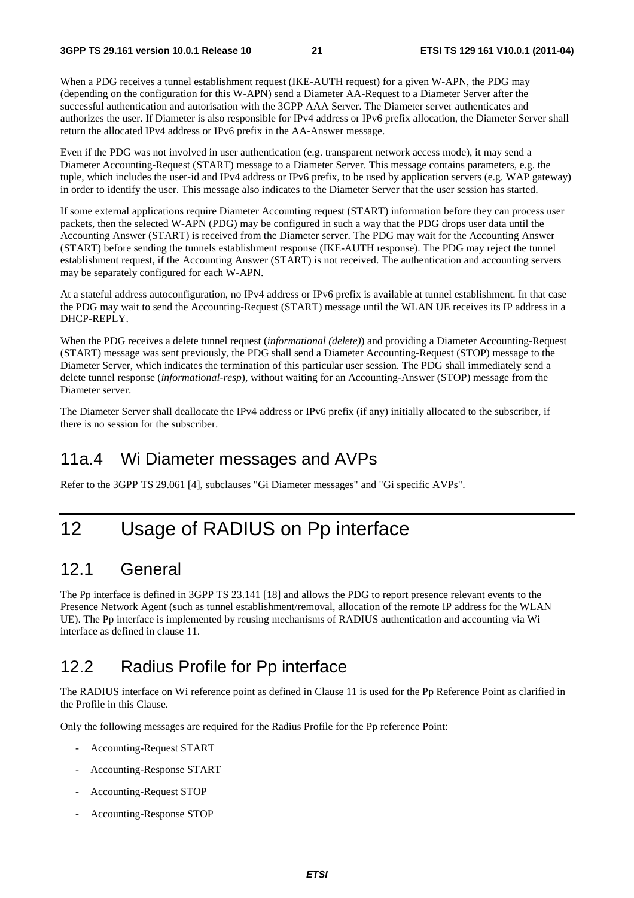When a PDG receives a tunnel establishment request (IKE-AUTH request) for a given W-APN, the PDG may (depending on the configuration for this W-APN) send a Diameter AA-Request to a Diameter Server after the successful authentication and autorisation with the 3GPP AAA Server. The Diameter server authenticates and authorizes the user. If Diameter is also responsible for IPv4 address or IPv6 prefix allocation, the Diameter Server shall return the allocated IPv4 address or IPv6 prefix in the AA-Answer message.

Even if the PDG was not involved in user authentication (e.g. transparent network access mode), it may send a Diameter Accounting-Request (START) message to a Diameter Server. This message contains parameters, e.g. the tuple, which includes the user-id and IPv4 address or IPv6 prefix, to be used by application servers (e.g. WAP gateway) in order to identify the user. This message also indicates to the Diameter Server that the user session has started.

If some external applications require Diameter Accounting request (START) information before they can process user packets, then the selected W-APN (PDG) may be configured in such a way that the PDG drops user data until the Accounting Answer (START) is received from the Diameter server. The PDG may wait for the Accounting Answer (START) before sending the tunnels establishment response (IKE-AUTH response). The PDG may reject the tunnel establishment request, if the Accounting Answer (START) is not received. The authentication and accounting servers may be separately configured for each W-APN.

At a stateful address autoconfiguration, no IPv4 address or IPv6 prefix is available at tunnel establishment. In that case the PDG may wait to send the Accounting-Request (START) message until the WLAN UE receives its IP address in a DHCP-REPLY.

When the PDG receives a delete tunnel request (*informational (delete)*) and providing a Diameter Accounting-Request (START) message was sent previously, the PDG shall send a Diameter Accounting-Request (STOP) message to the Diameter Server, which indicates the termination of this particular user session. The PDG shall immediately send a delete tunnel response (*informational-resp*), without waiting for an Accounting-Answer (STOP) message from the Diameter server.

The Diameter Server shall deallocate the IPv4 address or IPv6 prefix (if any) initially allocated to the subscriber, if there is no session for the subscriber.

## 11a.4 Wi Diameter messages and AVPs

Refer to the 3GPP TS 29.061 [4], subclauses "Gi Diameter messages" and "Gi specific AVPs".

# 12 Usage of RADIUS on Pp interface

## 12.1 General

The Pp interface is defined in 3GPP TS 23.141 [18] and allows the PDG to report presence relevant events to the Presence Network Agent (such as tunnel establishment/removal, allocation of the remote IP address for the WLAN UE). The Pp interface is implemented by reusing mechanisms of RADIUS authentication and accounting via Wi interface as defined in clause 11.

## 12.2 Radius Profile for Pp interface

The RADIUS interface on Wi reference point as defined in Clause 11 is used for the Pp Reference Point as clarified in the Profile in this Clause.

Only the following messages are required for the Radius Profile for the Pp reference Point:

- Accounting-Request START
- Accounting-Response START
- Accounting-Request STOP
- Accounting-Response STOP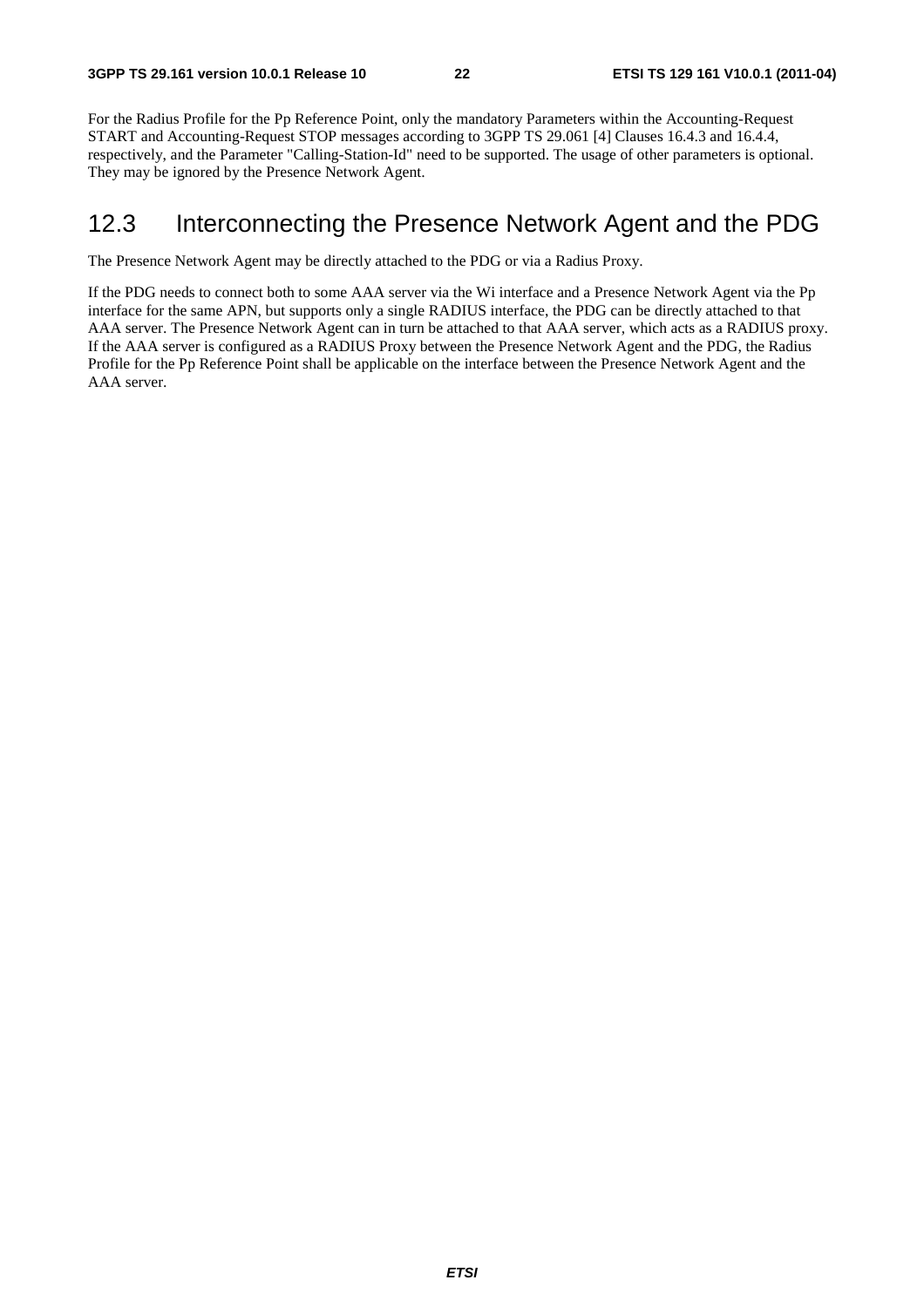For the Radius Profile for the Pp Reference Point, only the mandatory Parameters within the Accounting-Request START and Accounting-Request STOP messages according to 3GPP TS 29.061 [4] Clauses 16.4.3 and 16.4.4, respectively, and the Parameter "Calling-Station-Id" need to be supported. The usage of other parameters is optional. They may be ignored by the Presence Network Agent.

## 12.3 Interconnecting the Presence Network Agent and the PDG

The Presence Network Agent may be directly attached to the PDG or via a Radius Proxy.

If the PDG needs to connect both to some AAA server via the Wi interface and a Presence Network Agent via the Pp interface for the same APN, but supports only a single RADIUS interface, the PDG can be directly attached to that AAA server. The Presence Network Agent can in turn be attached to that AAA server, which acts as a RADIUS proxy. If the AAA server is configured as a RADIUS Proxy between the Presence Network Agent and the PDG, the Radius Profile for the Pp Reference Point shall be applicable on the interface between the Presence Network Agent and the AAA server.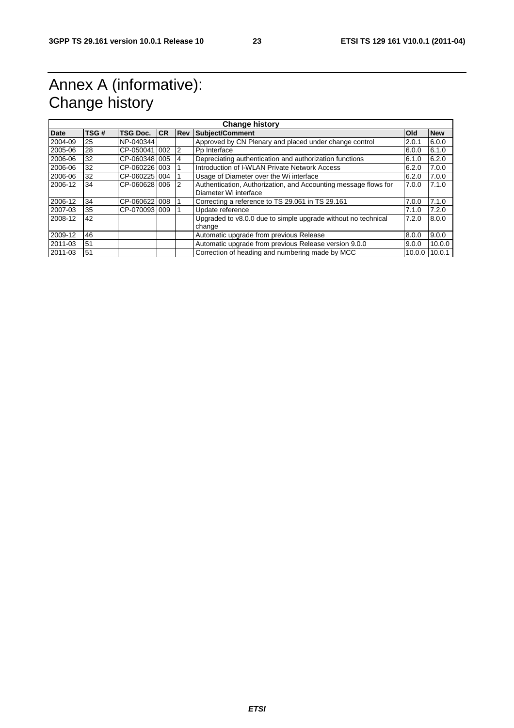# Annex A (informative): Change history

| Change history | | | | | | | |
|---|---|---|---|---|---|---|---|
| **Date** | **TSG #** | **TSG Doc.** | **CR** | **Rev** | **Subject/Comment** | **Old** | **New** |
| 2004-09 | 25 | NP-040344 | | | Approved by CN Plenary and placed under change control | 2.0.1 | 6.0.0 |
| 2005-06 | 28 | CP-050041 | 002 | 2 | Pp Interface | 6.0.0 | 6.1.0 |
| 2006-06 | 32 | CP-060348 | 005 | 4 | Depreciating authentication and authorization functions | 6.1.0 | 6.2.0 |
| 2006-06 | 32 | CP-060226 | 003 | 1 | Introduction of I-WLAN Private Network Access | 6.2.0 | 7.0.0 |
| 2006-06 | 32 | CP-060225 | 004 | 1 | Usage of Diameter over the Wi interface | 6.2.0 | 7.0.0 |
| 2006-12 | 34 | CP-060628 | 006 | 2 | Authentication, Authorization, and Accounting message flows for Diameter Wi interface | 7.0.0 | 7.1.0 |
| 2006-12 | 34 | CP-060622 | 008 | 1 | Correcting a reference to TS 29.061 in TS 29.161 | 7.0.0 | 7.1.0 |
| 2007-03 | 35 | CP-070093 | 009 | 1 | Update reference | 7.1.0 | 7.2.0 |
| 2008-12 | 42 | | | | Upgraded to v8.0.0 due to simple upgrade without no technical change | 7.2.0 | 8.0.0 |
| 2009-12 | 46 | | | | Automatic upgrade from previous Release | 8.0.0 | 9.0.0 |
| 2011-03 | 51 | | | | Automatic upgrade from previous Release version 9.0.0 | 9.0.0 | 10.0.0 |
| 2011-03 | 51 | | | | Correction of heading and numbering made by MCC | 10.0.0 | 10.0.1 |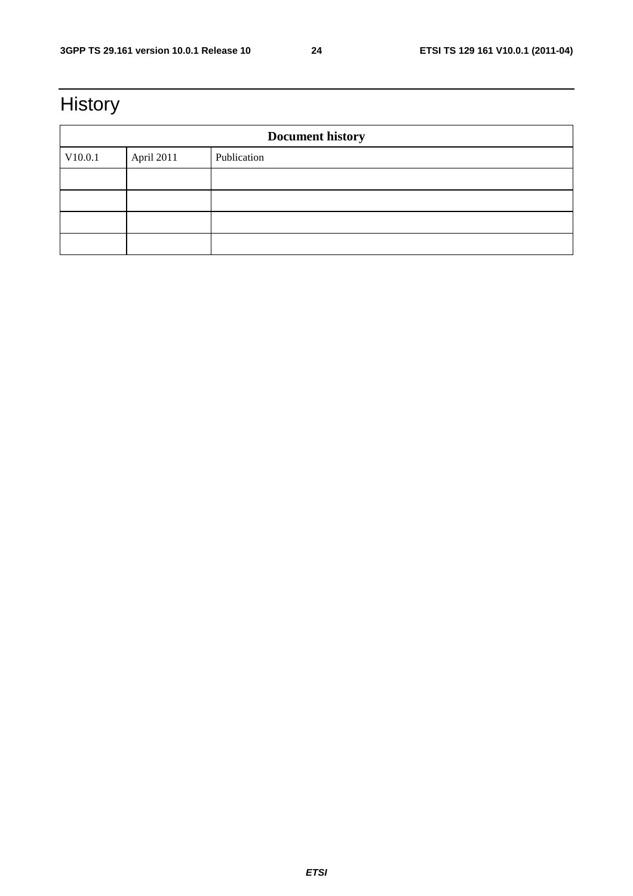# History

| Document history | | |
|---|---|---|
| V10.0.1 | April 2011 | Publication |
| | | |
| | | |
| | | |
| | | |